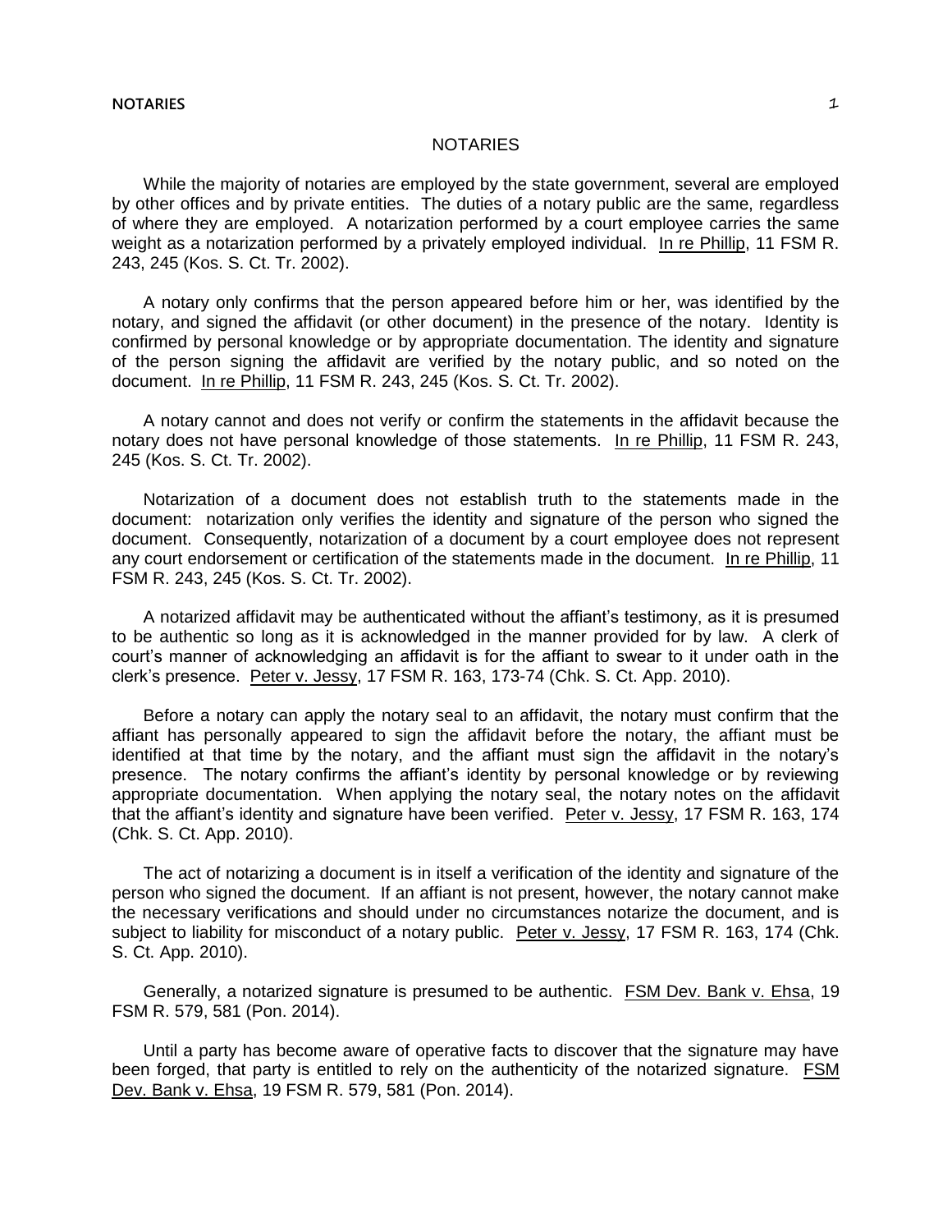# NOTARIES

While the majority of notaries are employed by the state government, several are employed by other offices and by private entities. The duties of a notary public are the same, regardless of where they are employed. A notarization performed by a court employee carries the same weight as a notarization performed by a privately employed individual. In re Phillip, 11 FSM R. 243, 245 (Kos. S. Ct. Tr. 2002).

A notary only confirms that the person appeared before him or her, was identified by the notary, and signed the affidavit (or other document) in the presence of the notary. Identity is confirmed by personal knowledge or by appropriate documentation. The identity and signature of the person signing the affidavit are verified by the notary public, and so noted on the document. In re Phillip, 11 FSM R. 243, 245 (Kos. S. Ct. Tr. 2002).

A notary cannot and does not verify or confirm the statements in the affidavit because the notary does not have personal knowledge of those statements. In re Phillip, 11 FSM R. 243, 245 (Kos. S. Ct. Tr. 2002).

Notarization of a document does not establish truth to the statements made in the document: notarization only verifies the identity and signature of the person who signed the document. Consequently, notarization of a document by a court employee does not represent any court endorsement or certification of the statements made in the document. In re Phillip, 11 FSM R. 243, 245 (Kos. S. Ct. Tr. 2002).

A notarized affidavit may be authenticated without the affiant's testimony, as it is presumed to be authentic so long as it is acknowledged in the manner provided for by law. A clerk of court's manner of acknowledging an affidavit is for the affiant to swear to it under oath in the clerk's presence. Peter v. Jessy, 17 FSM R. 163, 173-74 (Chk. S. Ct. App. 2010).

Before a notary can apply the notary seal to an affidavit, the notary must confirm that the affiant has personally appeared to sign the affidavit before the notary, the affiant must be identified at that time by the notary, and the affiant must sign the affidavit in the notary's presence. The notary confirms the affiant's identity by personal knowledge or by reviewing appropriate documentation. When applying the notary seal, the notary notes on the affidavit that the affiant's identity and signature have been verified. Peter v. Jessy, 17 FSM R. 163, 174 (Chk. S. Ct. App. 2010).

The act of notarizing a document is in itself a verification of the identity and signature of the person who signed the document. If an affiant is not present, however, the notary cannot make the necessary verifications and should under no circumstances notarize the document, and is subject to liability for misconduct of a notary public. Peter v. Jessy, 17 FSM R. 163, 174 (Chk. S. Ct. App. 2010).

Generally, a notarized signature is presumed to be authentic. FSM Dev. Bank v. Ehsa, 19 FSM R. 579, 581 (Pon. 2014).

Until a party has become aware of operative facts to discover that the signature may have been forged, that party is entitled to rely on the authenticity of the notarized signature. FSM Dev. Bank v. Ehsa, 19 FSM R. 579, 581 (Pon. 2014).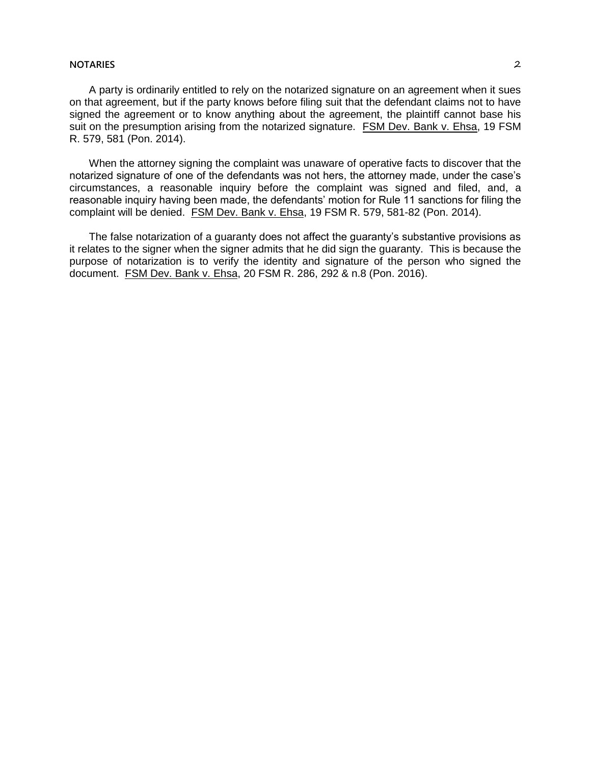A party is ordinarily entitled to rely on the notarized signature on an agreement when it sues on that agreement, but if the party knows before filing suit that the defendant claims not to have signed the agreement or to know anything about the agreement, the plaintiff cannot base his suit on the presumption arising from the notarized signature. FSM Dev. Bank v. Ehsa, 19 FSM R. 579, 581 (Pon. 2014).

When the attorney signing the complaint was unaware of operative facts to discover that the notarized signature of one of the defendants was not hers, the attorney made, under the case's circumstances, a reasonable inquiry before the complaint was signed and filed, and, a reasonable inquiry having been made, the defendants' motion for Rule 11 sanctions for filing the complaint will be denied. FSM Dev. Bank v. Ehsa, 19 FSM R. 579, 581-82 (Pon. 2014).

The false notarization of a guaranty does not affect the guaranty's substantive provisions as it relates to the signer when the signer admits that he did sign the guaranty. This is because the purpose of notarization is to verify the identity and signature of the person who signed the document. FSM Dev. Bank v. Ehsa, 20 FSM R. 286, 292 & n.8 (Pon. 2016).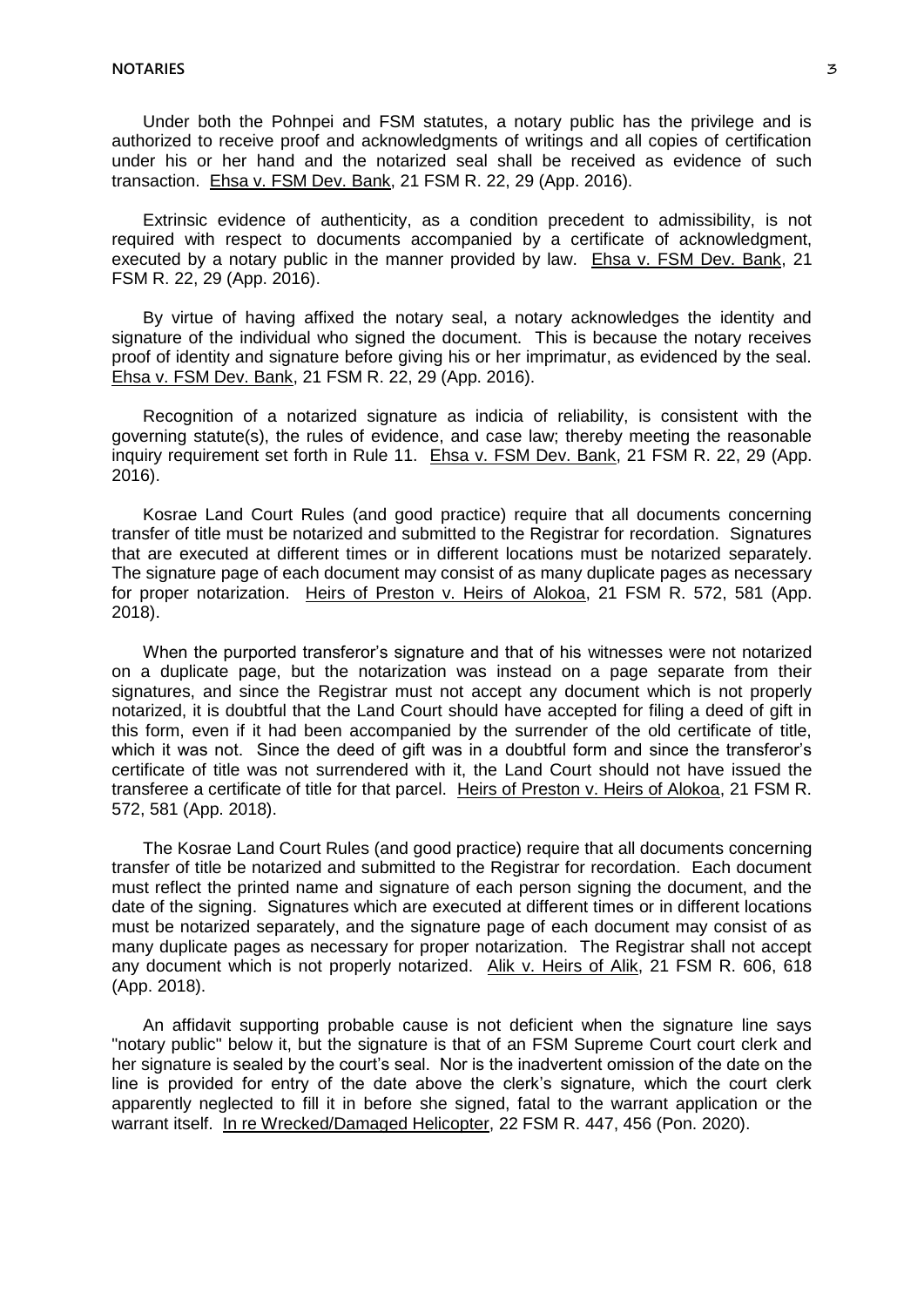Under both the Pohnpei and FSM statutes, a notary public has the privilege and is authorized to receive proof and acknowledgments of writings and all copies of certification under his or her hand and the notarized seal shall be received as evidence of such transaction. Ehsa v. FSM Dev. Bank, 21 FSM R. 22, 29 (App. 2016).

Extrinsic evidence of authenticity, as a condition precedent to admissibility, is not required with respect to documents accompanied by a certificate of acknowledgment, executed by a notary public in the manner provided by law. Ehsa v. FSM Dev. Bank, 21 FSM R. 22, 29 (App. 2016).

By virtue of having affixed the notary seal, a notary acknowledges the identity and signature of the individual who signed the document. This is because the notary receives proof of identity and signature before giving his or her imprimatur, as evidenced by the seal. Ehsa v. FSM Dev. Bank, 21 FSM R. 22, 29 (App. 2016).

Recognition of a notarized signature as indicia of reliability, is consistent with the governing statute(s), the rules of evidence, and case law; thereby meeting the reasonable inquiry requirement set forth in Rule 11. Ehsa v. FSM Dev. Bank, 21 FSM R. 22, 29 (App. 2016).

Kosrae Land Court Rules (and good practice) require that all documents concerning transfer of title must be notarized and submitted to the Registrar for recordation. Signatures that are executed at different times or in different locations must be notarized separately. The signature page of each document may consist of as many duplicate pages as necessary for proper notarization. Heirs of Preston v. Heirs of Alokoa, 21 FSM R. 572, 581 (App. 2018).

When the purported transferor's signature and that of his witnesses were not notarized on a duplicate page, but the notarization was instead on a page separate from their signatures, and since the Registrar must not accept any document which is not properly notarized, it is doubtful that the Land Court should have accepted for filing a deed of gift in this form, even if it had been accompanied by the surrender of the old certificate of title, which it was not. Since the deed of gift was in a doubtful form and since the transferor's certificate of title was not surrendered with it, the Land Court should not have issued the transferee a certificate of title for that parcel. Heirs of Preston v. Heirs of Alokoa, 21 FSM R. 572, 581 (App. 2018).

The Kosrae Land Court Rules (and good practice) require that all documents concerning transfer of title be notarized and submitted to the Registrar for recordation. Each document must reflect the printed name and signature of each person signing the document, and the date of the signing. Signatures which are executed at different times or in different locations must be notarized separately, and the signature page of each document may consist of as many duplicate pages as necessary for proper notarization. The Registrar shall not accept any document which is not properly notarized. Alik v. Heirs of Alik, 21 FSM R. 606, 618 (App. 2018).

An affidavit supporting probable cause is not deficient when the signature line says "notary public" below it, but the signature is that of an FSM Supreme Court court clerk and her signature is sealed by the court's seal. Nor is the inadvertent omission of the date on the line is provided for entry of the date above the clerk's signature, which the court clerk apparently neglected to fill it in before she signed, fatal to the warrant application or the warrant itself. In re Wrecked/Damaged Helicopter, 22 FSM R. 447, 456 (Pon. 2020).